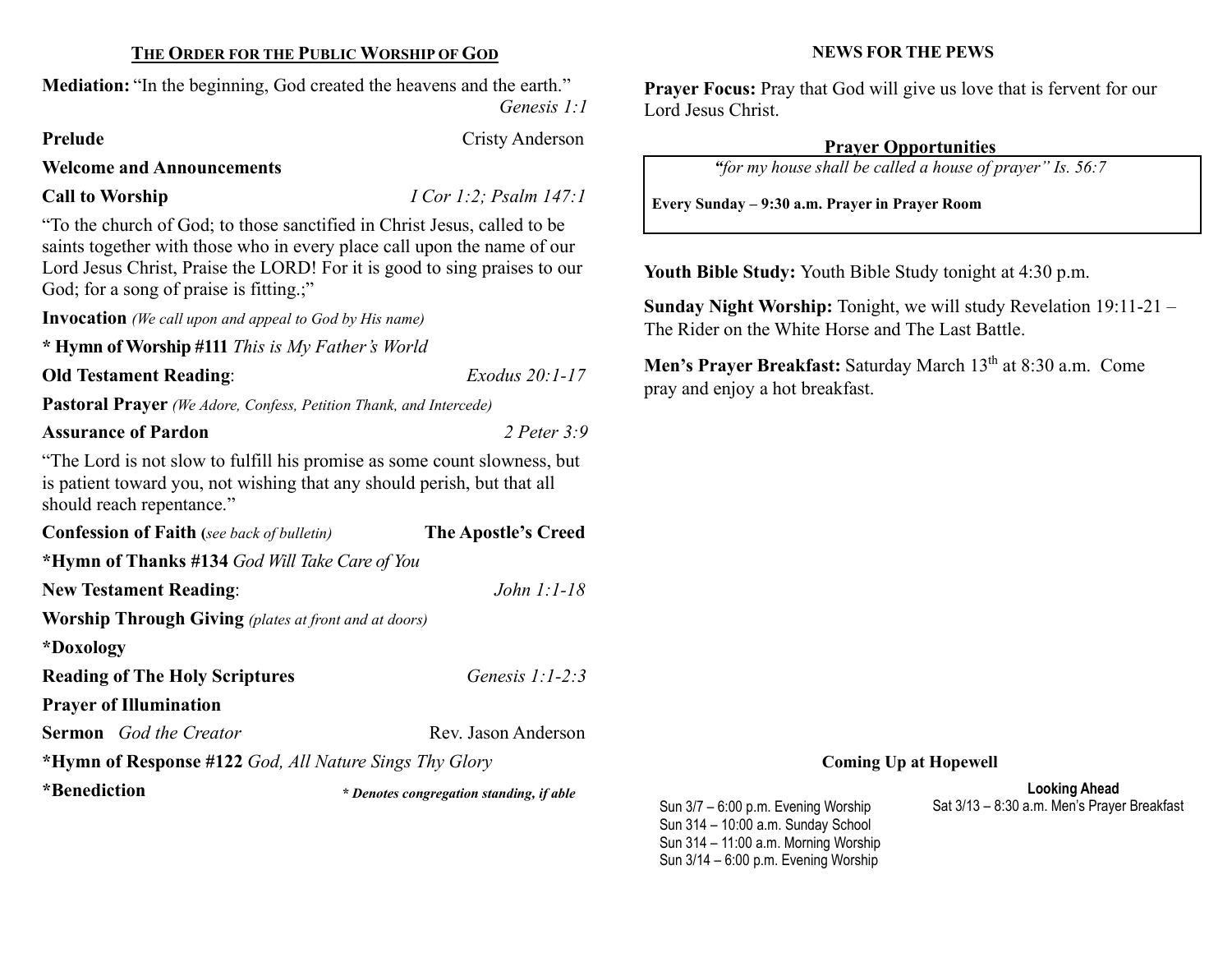## THE ORDER FOR THE PUBLIC WORSHIP OF GOD

**Mediation:** "In the beginning, God created the heavens and the earth." *Genesis 1:1*

**Prelude** Cristy Anderson

**Welcome and Announcements**

**Call to Worship** *I Cor 1:2; Psalm 147:1*

"To the church of God; to those sanctified in Christ Jesus, called to be saints together with those who in every place call upon the name of our Lord Jesus Christ, Praise the LORD! For it is good to sing praises to our God; for a song of praise is fitting.;"

**Invocation** *(We call upon and appeal to God by His name)*

**\* Hymn of Worship #111** *This is My Father's World*

**Old Testament Reading**: *Exodus 20:1-17*

**Pastoral Prayer** *(We Adore, Confess, Petition Thank, and Intercede)*

**Assurance of Pardon** *2 Peter 3:9*

"The Lord is not slow to fulfill his promise as some count slowness, but is patient toward you, not wishing that any should perish, but that all should reach repentance."

**Confession of Faith (***see back of bulletin***)** **The Apostle's Creed**

**\*Hymn of Thanks #134** *God Will Take Care of You*

**New Testament Reading**: *John 1:1-18*

**Worship Through Giving** *(plates at front and at doors)*

**\*Doxology**

**Reading of The Holy Scriptures** *Genesis 1:1-2:3*

**Prayer of Illumination**

**Sermon** *God the Creator* Rev. Jason Anderson

**\*Hymn of Response #122** *God, All Nature Sings Thy Glory*

**\*Benediction** ***\* Denotes congregation standing, if able***

## NEWS FOR THE PEWS

**Prayer Focus:** Pray that God will give us love that is fervent for our Lord Jesus Christ.

### Prayer Opportunities

*"for my house shall be called a house of prayer" Is. 56:7*

**Every Sunday – 9:30 a.m. Prayer in Prayer Room**

**Youth Bible Study:** Youth Bible Study tonight at 4:30 p.m.

**Sunday Night Worship:** Tonight, we will study Revelation 19:11-21 – The Rider on the White Horse and The Last Battle.

**Men's Prayer Breakfast:** Saturday March 13th at 8:30 a.m. Come pray and enjoy a hot breakfast.

### Coming Up at Hopewell

Sun 3/7 – 6:00 p.m. Evening Worship
Sun 314 – 10:00 a.m. Sunday School
Sun 314 – 11:00 a.m. Morning Worship
Sun 3/14 – 6:00 p.m. Evening Worship

**Looking Ahead**

Sat 3/13 – 8:30 a.m. Men's Prayer Breakfast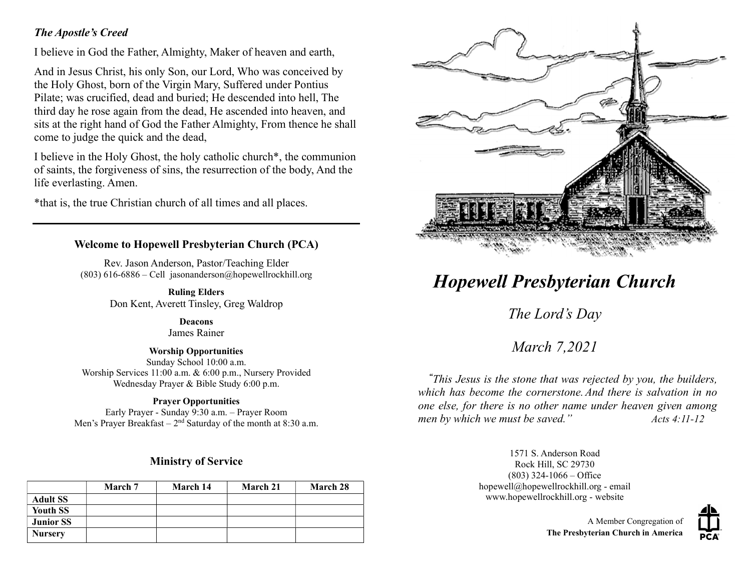***The Apostle's Creed***

I believe in God the Father, Almighty, Maker of heaven and earth,

And in Jesus Christ, his only Son, our Lord, Who was conceived by the Holy Ghost, born of the Virgin Mary, Suffered under Pontius Pilate; was crucified, dead and buried; He descended into hell, The third day he rose again from the dead, He ascended into heaven, and sits at the right hand of God the Father Almighty, From thence he shall come to judge the quick and the dead,

I believe in the Holy Ghost, the holy catholic church*, the communion of saints, the forgiveness of sins, the resurrection of the body, And the life everlasting. Amen.

*that is, the true Christian church of all times and all places.

---

**Welcome to Hopewell Presbyterian Church (PCA)**

Rev. Jason Anderson, Pastor/Teaching Elder
(803) 616-6886 – Cell jasonanderson@hopewellrockhill.org

**Ruling Elders**
Don Kent, Averett Tinsley, Greg Waldrop

**Deacons**
James Rainer

**Worship Opportunities**
Sunday School 10:00 a.m.
Worship Services 11:00 a.m. & 6:00 p.m., Nursery Provided
Wednesday Prayer & Bible Study 6:00 p.m.

**Prayer Opportunities**
Early Prayer - Sunday 9:30 a.m. – Prayer Room
Men's Prayer Breakfast – 2nd Saturday of the month at 8:30 a.m.

**Ministry of Service**

| | March 7 | March 14 | March 21 | March 28 |
|---|---|---|---|---|
| **Adult SS** | | | | |
| **Youth SS** | | | | |
| **Junior SS** | | | | |
| **Nursery** | | | | |

# *Hopewell Presbyterian Church*

*The Lord's Day*

*March 7,2021*

*"This Jesus is the stone that was rejected by you, the builders, which has become the cornerstone. And there is salvation in no one else, for there is no other name under heaven given among men by which we must be saved."* *Acts 4:11-12*

1571 S. Anderson Road
Rock Hill, SC 29730
(803) 324-1066 – Office
hopewell@hopewellrockhill.org - email
www.hopewellrockhill.org - website

A Member Congregation of
**The Presbyterian Church in America**